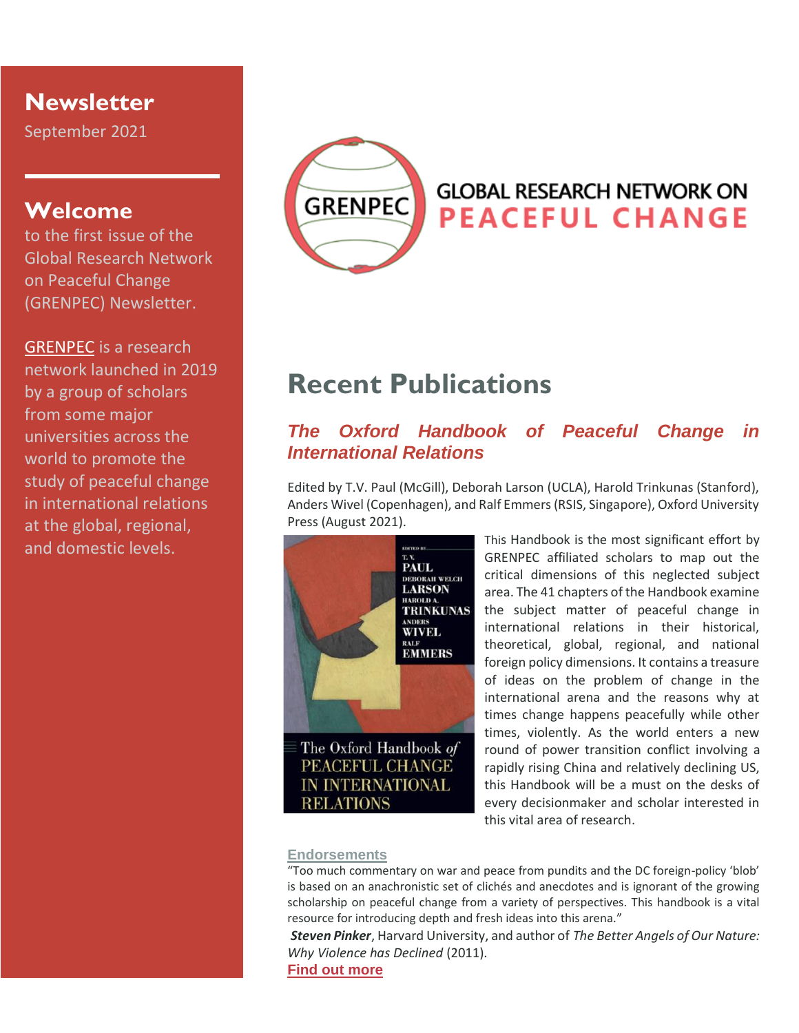# Newsletter

September 2021

## Welcome

to the first issue of the Global Research Network on Peaceful Change (GRENPEC) Newsletter.

GRENPEC is a research network launched in 2019 by a group of scholars from some major universities across the world to promote the study of peaceful change in international relations at the global, regional, and domestic levels.

GRENPEC

GLOBAL RESEARCH NETWORK ON
**PEACEFUL CHANGE**

# Recent Publications

### *The Oxford Handbook of Peaceful Change in International Relations*

Edited by T.V. Paul (McGill), Deborah Larson (UCLA), Harold Trinkunas (Stanford), Anders Wivel (Copenhagen), and Ralf Emmers (RSIS, Singapore), Oxford University Press (August 2021).

This Handbook is the most significant effort by GRENPEC affiliated scholars to map out the critical dimensions of this neglected subject area. The 41 chapters of the Handbook examine the subject matter of peaceful change in international relations in their historical, theoretical, global, regional, and national foreign policy dimensions. It contains a treasure of ideas on the problem of change in the international arena and the reasons why at times change happens peacefully while other times, violently. As the world enters a new round of power transition conflict involving a rapidly rising China and relatively declining US, this Handbook will be a must on the desks of every decisionmaker and scholar interested in this vital area of research.

**Endorsements**

"Too much commentary on war and peace from pundits and the DC foreign-policy 'blob' is based on an anachronistic set of clichés and anecdotes and is ignorant of the growing scholarship on peaceful change from a variety of perspectives. This handbook is a vital resource for introducing depth and fresh ideas into this arena."

***Steven Pinker***, Harvard University, and author of *The Better Angels of Our Nature: Why Violence has Declined* (2011).

**Find out more**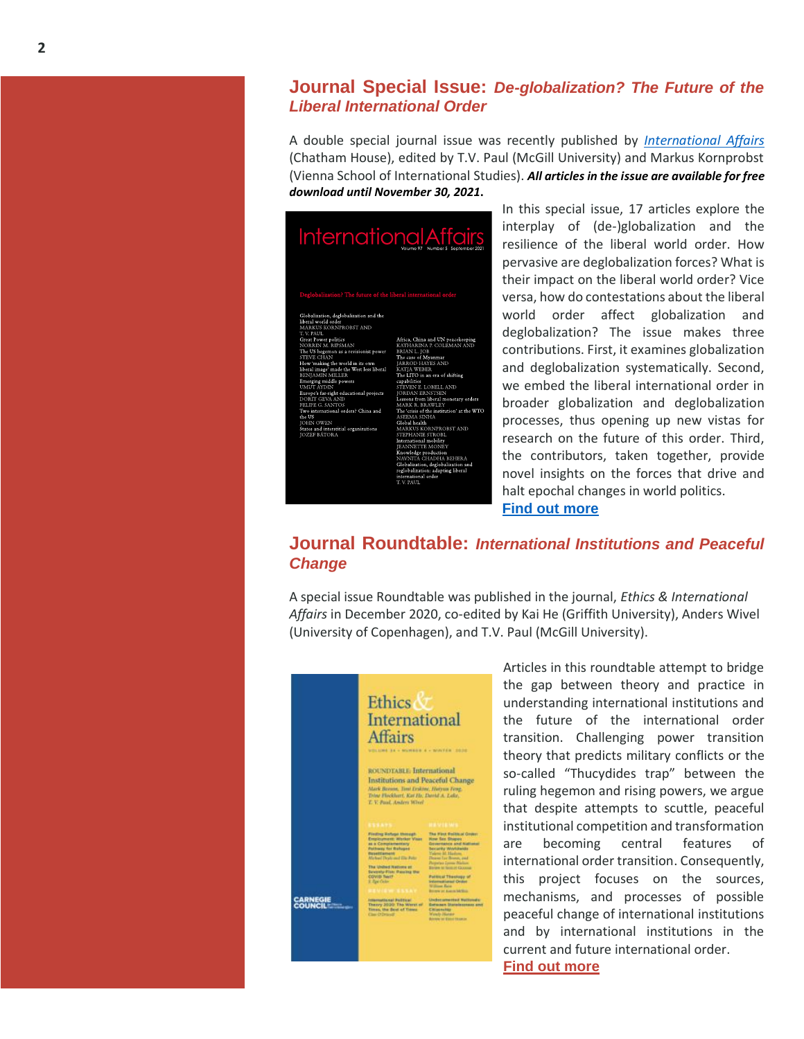## Journal Special Issue: *De-globalization? The Future of the Liberal International Order*

A double special journal issue was recently published by *International Affairs* (Chatham House), edited by T.V. Paul (McGill University) and Markus Kornprobst (Vienna School of International Studies). ***All articles in the issue are available for free download until November 30, 2021.***

In this special issue, 17 articles explore the interplay of (de-)globalization and the resilience of the liberal world order. How pervasive are deglobalization forces? What is their impact on the liberal world order? Vice versa, how do contestations about the liberal world order affect globalization and deglobalization? The issue makes three contributions. First, it examines globalization and deglobalization systematically. Second, we embed the liberal international order in broader globalization and deglobalization processes, thus opening up new vistas for research on the future of this order. Third, the contributors, taken together, provide novel insights on the forces that drive and halt epochal changes in world politics.

**Find out more**

## Journal Roundtable: *International Institutions and Peaceful Change*

A special issue Roundtable was published in the journal, *Ethics & International Affairs* in December 2020, co-edited by Kai He (Griffith University), Anders Wivel (University of Copenhagen), and T.V. Paul (McGill University).

Articles in this roundtable attempt to bridge the gap between theory and practice in understanding international institutions and the future of the international order transition. Challenging power transition theory that predicts military conflicts or the so-called "Thucydides trap" between the ruling hegemon and rising powers, we argue that despite attempts to scuttle, peaceful institutional competition and transformation are becoming central features of international order transition. Consequently, this project focuses on the sources, mechanisms, and processes of possible peaceful change of international institutions and by international institutions in the current and future international order.

**Find out more**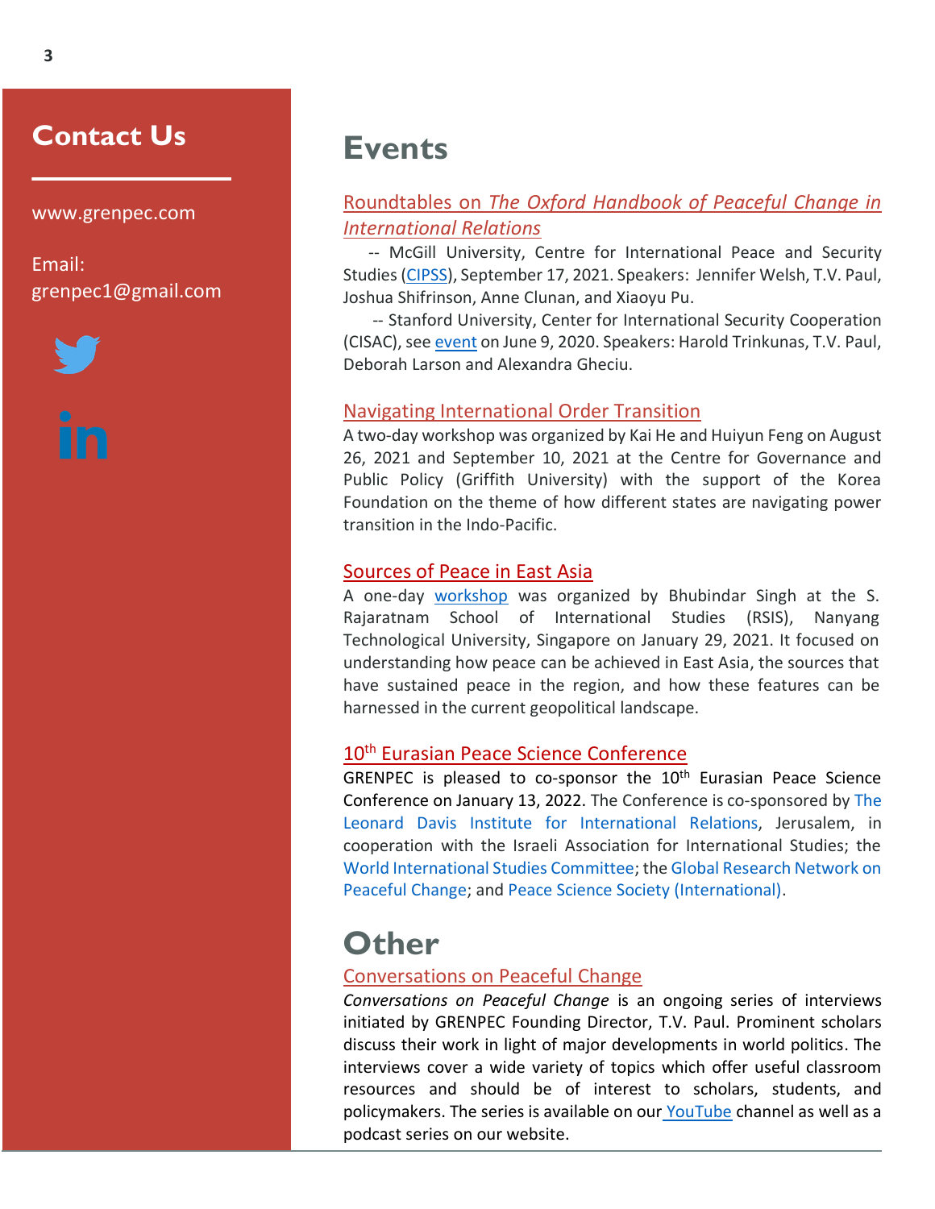## Contact Us

www.grenpec.com

Email:
grenpec1@gmail.com

# Events

### Roundtables on *The Oxford Handbook of Peaceful Change in International Relations*

-- McGill University, Centre for International Peace and Security Studies (CIPSS), September 17, 2021. Speakers: Jennifer Welsh, T.V. Paul, Joshua Shifrinson, Anne Clunan, and Xiaoyu Pu.

-- Stanford University, Center for International Security Cooperation (CISAC), see event on June 9, 2020. Speakers: Harold Trinkunas, T.V. Paul, Deborah Larson and Alexandra Gheciu.

### Navigating International Order Transition

A two-day workshop was organized by Kai He and Huiyun Feng on August 26, 2021 and September 10, 2021 at the Centre for Governance and Public Policy (Griffith University) with the support of the Korea Foundation on the theme of how different states are navigating power transition in the Indo-Pacific.

### Sources of Peace in East Asia

A one-day workshop was organized by Bhubindar Singh at the S. Rajaratnam School of International Studies (RSIS), Nanyang Technological University, Singapore on January 29, 2021. It focused on understanding how peace can be achieved in East Asia, the sources that have sustained peace in the region, and how these features can be harnessed in the current geopolitical landscape.

### 10th Eurasian Peace Science Conference

GRENPEC is pleased to co-sponsor the 10th Eurasian Peace Science Conference on January 13, 2022. The Conference is co-sponsored by The Leonard Davis Institute for International Relations, Jerusalem, in cooperation with the Israeli Association for International Studies; the World International Studies Committee; the Global Research Network on Peaceful Change; and Peace Science Society (International).

# Other

### Conversations on Peaceful Change

*Conversations on Peaceful Change* is an ongoing series of interviews initiated by GRENPEC Founding Director, T.V. Paul. Prominent scholars discuss their work in light of major developments in world politics. The interviews cover a wide variety of topics which offer useful classroom resources and should be of interest to scholars, students, and policymakers. The series is available on our YouTube channel as well as a podcast series on our website.